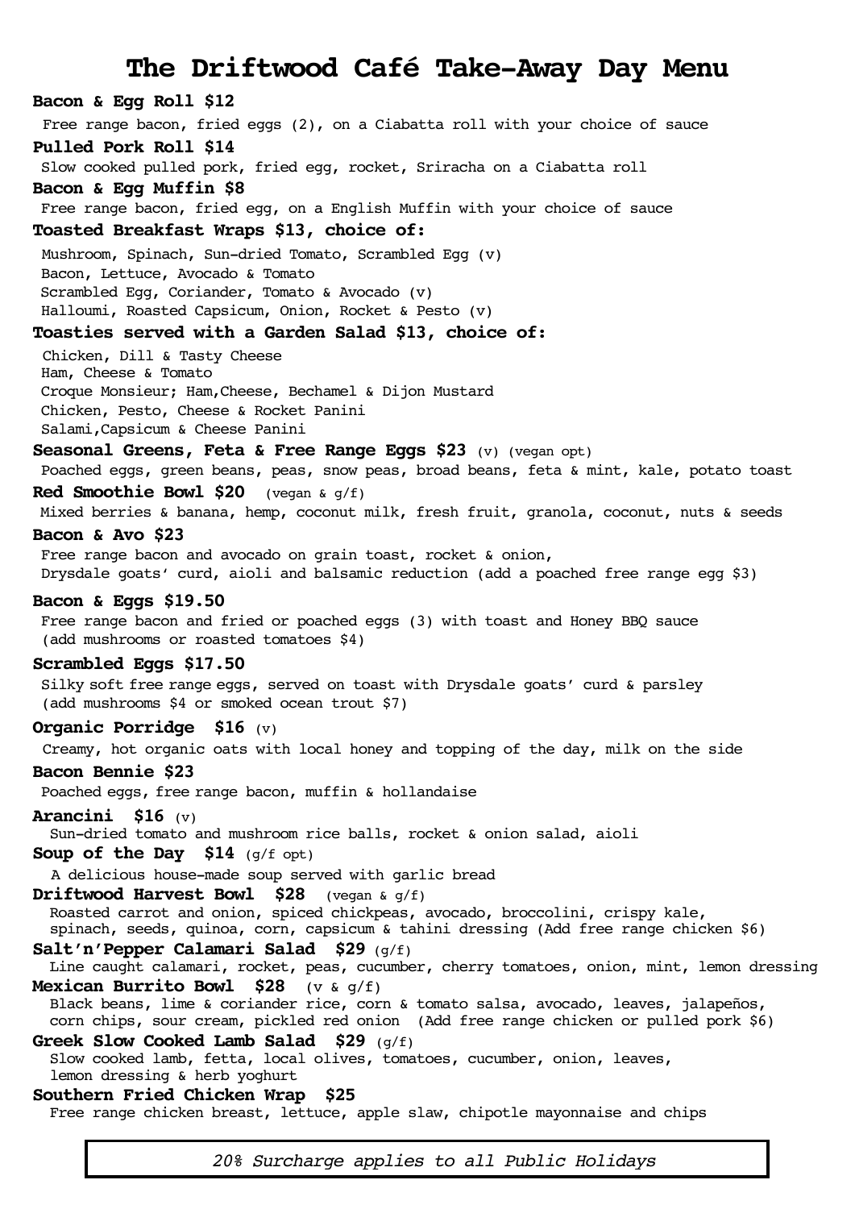# The Driftwood Café Take-Away Day Menu

**Bacon & Egg Roll $12**
Free range bacon, fried eggs (2), on a Ciabatta roll with your choice of sauce

**Pulled Pork Roll $14**
Slow cooked pulled pork, fried egg, rocket, Sriracha on a Ciabatta roll

**Bacon & Egg Muffin $8**
Free range bacon, fried egg, on a English Muffin with your choice of sauce

**Toasted Breakfast Wraps $13, choice of:**
Mushroom, Spinach, Sun-dried Tomato, Scrambled Egg (v)
Bacon, Lettuce, Avocado & Tomato
Scrambled Egg, Coriander, Tomato & Avocado (v)
Halloumi, Roasted Capsicum, Onion, Rocket & Pesto (v)

**Toasties served with a Garden Salad $13, choice of:**
Chicken, Dill & Tasty Cheese
Ham, Cheese & Tomato
Croque Monsieur; Ham,Cheese, Bechamel & Dijon Mustard
Chicken, Pesto, Cheese & Rocket Panini
Salami,Capsicum & Cheese Panini

**Seasonal Greens, Feta & Free Range Eggs $23** (v) (vegan opt)
Poached eggs, green beans, peas, snow peas, broad beans, feta & mint, kale, potato toast

**Red Smoothie Bowl $20** (vegan & g/f)
Mixed berries & banana, hemp, coconut milk, fresh fruit, granola, coconut, nuts & seeds

**Bacon & Avo $23**
Free range bacon and avocado on grain toast, rocket & onion,
Drysdale goats' curd, aioli and balsamic reduction (add a poached free range egg $3)

**Bacon & Eggs $19.50**
Free range bacon and fried or poached eggs (3) with toast and Honey BBQ sauce
(add mushrooms or roasted tomatoes $4)

**Scrambled Eggs $17.50**
Silky soft free range eggs, served on toast with Drysdale goats' curd & parsley
(add mushrooms $4 or smoked ocean trout $7)

**Organic Porridge $16** (v)
Creamy, hot organic oats with local honey and topping of the day, milk on the side

**Bacon Bennie $23**
Poached eggs, free range bacon, muffin & hollandaise

**Arancini $16** (v)
Sun-dried tomato and mushroom rice balls, rocket & onion salad, aioli

**Soup of the Day $14** (g/f opt)
A delicious house-made soup served with garlic bread

**Driftwood Harvest Bowl $28** (vegan & g/f)
Roasted carrot and onion, spiced chickpeas, avocado, broccolini, crispy kale,
spinach, seeds, quinoa, corn, capsicum & tahini dressing (Add free range chicken $6)

**Salt'n'Pepper Calamari Salad $29** (g/f)
Line caught calamari, rocket, peas, cucumber, cherry tomatoes, onion, mint, lemon dressing

**Mexican Burrito Bowl $28** (v & g/f)
Black beans, lime & coriander rice, corn & tomato salsa, avocado, leaves, jalapeños,
corn chips, sour cream, pickled red onion (Add free range chicken or pulled pork $6)

**Greek Slow Cooked Lamb Salad $29** (g/f)
Slow cooked lamb, fetta, local olives, tomatoes, cucumber, onion, leaves,
lemon dressing & herb yoghurt

**Southern Fried Chicken Wrap $25**
Free range chicken breast, lettuce, apple slaw, chipotle mayonnaise and chips

*20% Surcharge applies to all Public Holidays*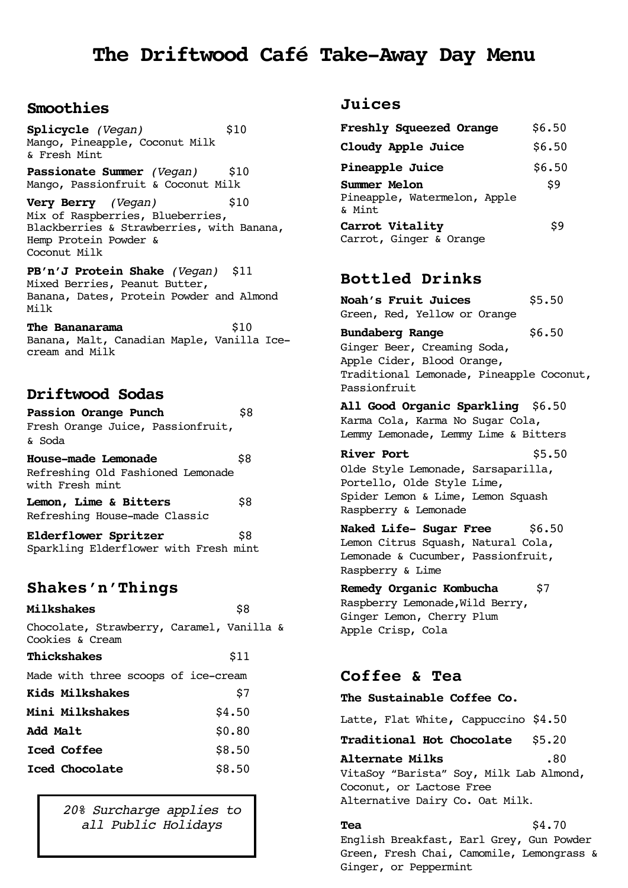# The Driftwood Café Take-Away Day Menu

## Smoothies

**Splicycle** *(Vegan)* $10
Mango, Pineapple, Coconut Milk & Fresh Mint

**Passionate Summer** *(Vegan)* $10
Mango, Passionfruit & Coconut Milk

**Very Berry** *(Vegan)* $10
Mix of Raspberries, Blueberries, Blackberries & Strawberries, with Banana, Hemp Protein Powder & Coconut Milk

**PB'n'J Protein Shake** *(Vegan)* $11
Mixed Berries, Peanut Butter, Banana, Dates, Protein Powder and Almond Milk

**The Bananarama** $10
Banana, Malt, Canadian Maple, Vanilla Ice-cream and Milk

## Driftwood Sodas

**Passion Orange Punch** $8
Fresh Orange Juice, Passionfruit, & Soda

**House-made Lemonade** $8
Refreshing Old Fashioned Lemonade with Fresh mint

**Lemon, Lime & Bitters** $8
Refreshing House-made Classic

**Elderflower Spritzer** $8
Sparkling Elderflower with Fresh mint

## Shakes'n'Things

**Milkshakes** $8
Chocolate, Strawberry, Caramel, Vanilla & Cookies & Cream

**Thickshakes** $11
Made with three scoops of ice-cream

**Kids Milkshakes** $7

**Mini Milkshakes** $4.50

**Add Malt** $0.80

**Iced Coffee** $8.50

**Iced Chocolate** $8.50

*20% Surcharge applies to all Public Holidays*

## Juices

**Freshly Squeezed Orange** $6.50

**Cloudy Apple Juice** $6.50

**Pineapple Juice** $6.50

**Summer Melon** $9
Pineapple, Watermelon, Apple & Mint

**Carrot Vitality** $9
Carrot, Ginger & Orange

## Bottled Drinks

**Noah's Fruit Juices** $5.50
Green, Red, Yellow or Orange

**Bundaberg Range** $6.50
Ginger Beer, Creaming Soda, Apple Cider, Blood Orange, Traditional Lemonade, Pineapple Coconut, Passionfruit

**All Good Organic Sparkling** $6.50
Karma Cola, Karma No Sugar Cola, Lemmy Lemonade, Lemmy Lime & Bitters

**River Port** $5.50
Olde Style Lemonade, Sarsaparilla, Portello, Olde Style Lime, Spider Lemon & Lime, Lemon Squash Raspberry & Lemonade

**Naked Life- Sugar Free** $6.50
Lemon Citrus Squash, Natural Cola, Lemonade & Cucumber, Passionfruit, Raspberry & Lime

**Remedy Organic Kombucha** $7
Raspberry Lemonade,Wild Berry, Ginger Lemon, Cherry Plum Apple Crisp, Cola

## Coffee & Tea

**The Sustainable Coffee Co.**

Latte, Flat White, Cappuccino $4.50

**Traditional Hot Chocolate** $5.20

**Alternate Milks** .80
VitaSoy "Barista" Soy, Milk Lab Almond, Coconut, or Lactose Free Alternative Dairy Co. Oat Milk.

**Tea** $4.70
English Breakfast, Earl Grey, Gun Powder Green, Fresh Chai, Camomile, Lemongrass & Ginger, or Peppermint